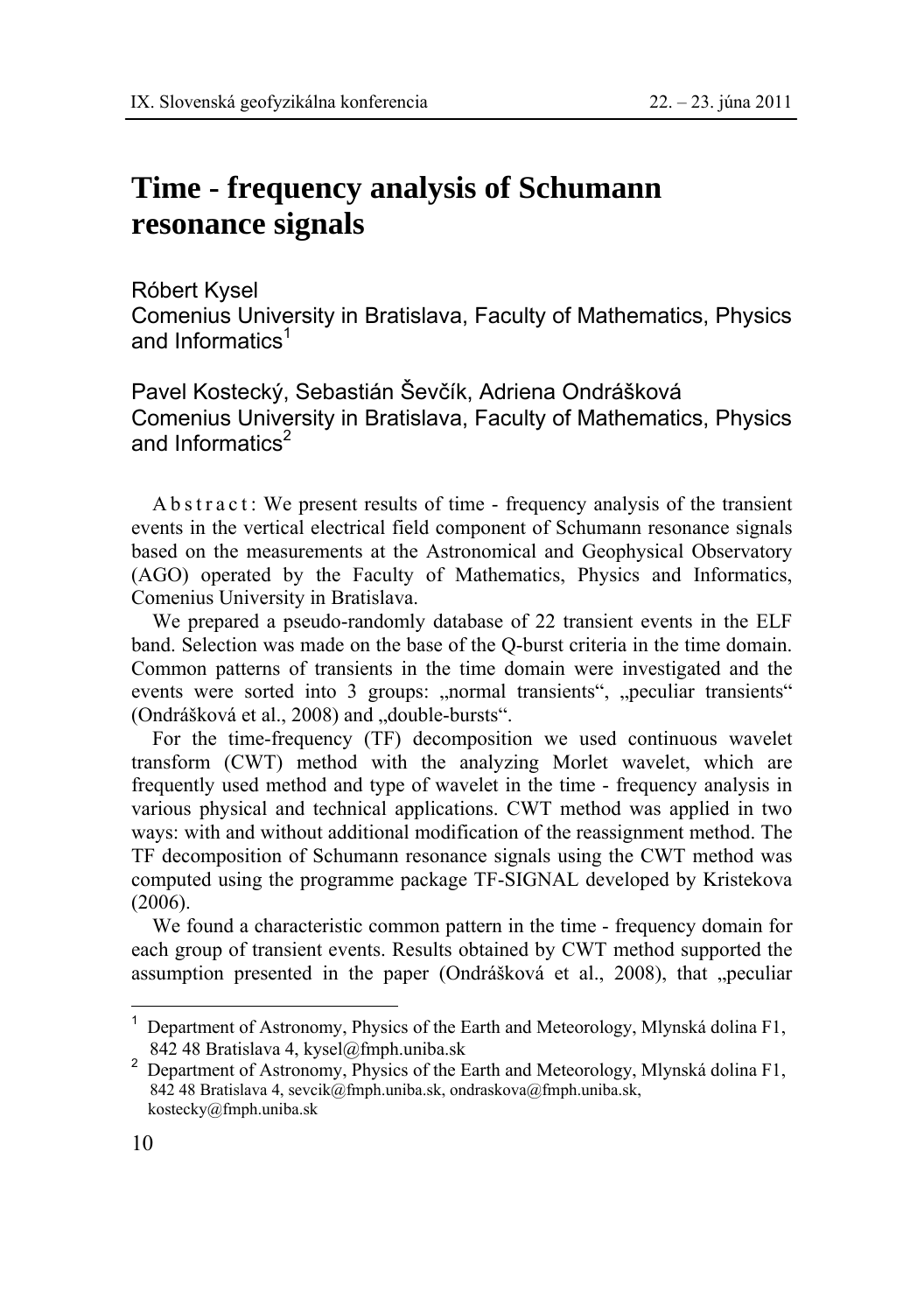# Time - frequency analysis of Schumann resonance signals

Róbert Kysel
Comenius University in Bratislava, Faculty of Mathematics, Physics and Informatics[1]

Pavel Kostecký, Sebastián Ševčík, Adriena Ondrášková
Comenius University in Bratislava, Faculty of Mathematics, Physics and Informatics[2]

A b s t r a c t : We present results of time - frequency analysis of the transient events in the vertical electrical field component of Schumann resonance signals based on the measurements at the Astronomical and Geophysical Observatory (AGO) operated by the Faculty of Mathematics, Physics and Informatics, Comenius University in Bratislava.

We prepared a pseudo-randomly database of 22 transient events in the ELF band. Selection was made on the base of the Q-burst criteria in the time domain. Common patterns of transients in the time domain were investigated and the events were sorted into 3 groups: „normal transients", „peculiar transients" (Ondrášková et al., 2008) and „double-bursts".

For the time-frequency (TF) decomposition we used continuous wavelet transform (CWT) method with the analyzing Morlet wavelet, which are frequently used method and type of wavelet in the time - frequency analysis in various physical and technical applications. CWT method was applied in two ways: with and without additional modification of the reassignment method. The TF decomposition of Schumann resonance signals using the CWT method was computed using the programme package TF-SIGNAL developed by Kristekova (2006).

We found a characteristic common pattern in the time - frequency domain for each group of transient events. Results obtained by CWT method supported the assumption presented in the paper (Ondrášková et al., 2008), that „peculiar

---

[1] Department of Astronomy, Physics of the Earth and Meteorology, Mlynská dolina F1, 842 48 Bratislava 4, kysel@fmph.uniba.sk

[2] Department of Astronomy, Physics of the Earth and Meteorology, Mlynská dolina F1, 842 48 Bratislava 4, sevcik@fmph.uniba.sk, ondraskova@fmph.uniba.sk, kostecky@fmph.uniba.sk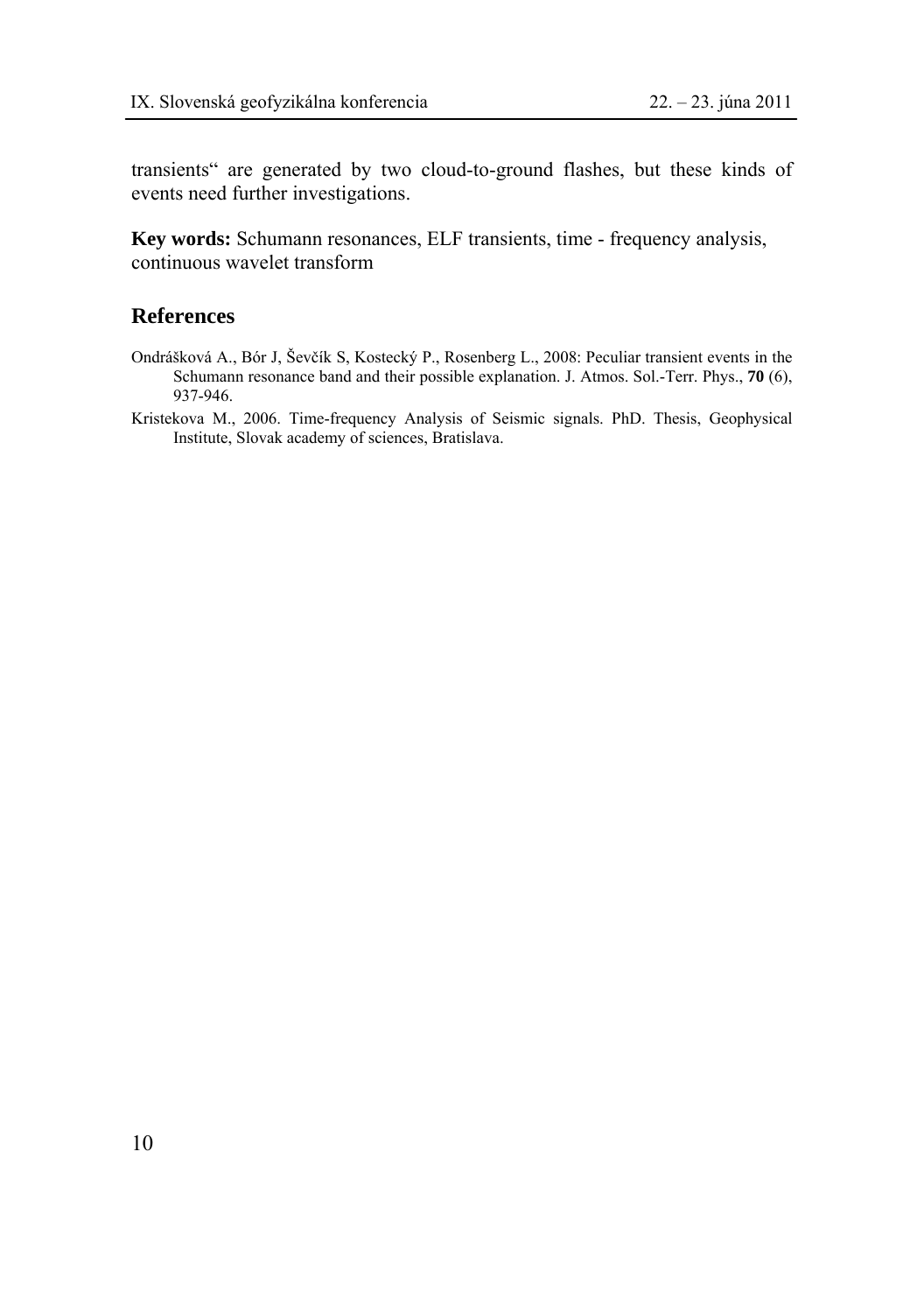transients" are generated by two cloud-to-ground flashes, but these kinds of events need further investigations.

**Key words:** Schumann resonances, ELF transients, time - frequency analysis, continuous wavelet transform

## References

Ondrášková A., Bór J, Ševčík S, Kostecký P., Rosenberg L., 2008: Peculiar transient events in the Schumann resonance band and their possible explanation. J. Atmos. Sol.-Terr. Phys., **70** (6), 937-946.

Kristekova M., 2006. Time-frequency Analysis of Seismic signals. PhD. Thesis, Geophysical Institute, Slovak academy of sciences, Bratislava.